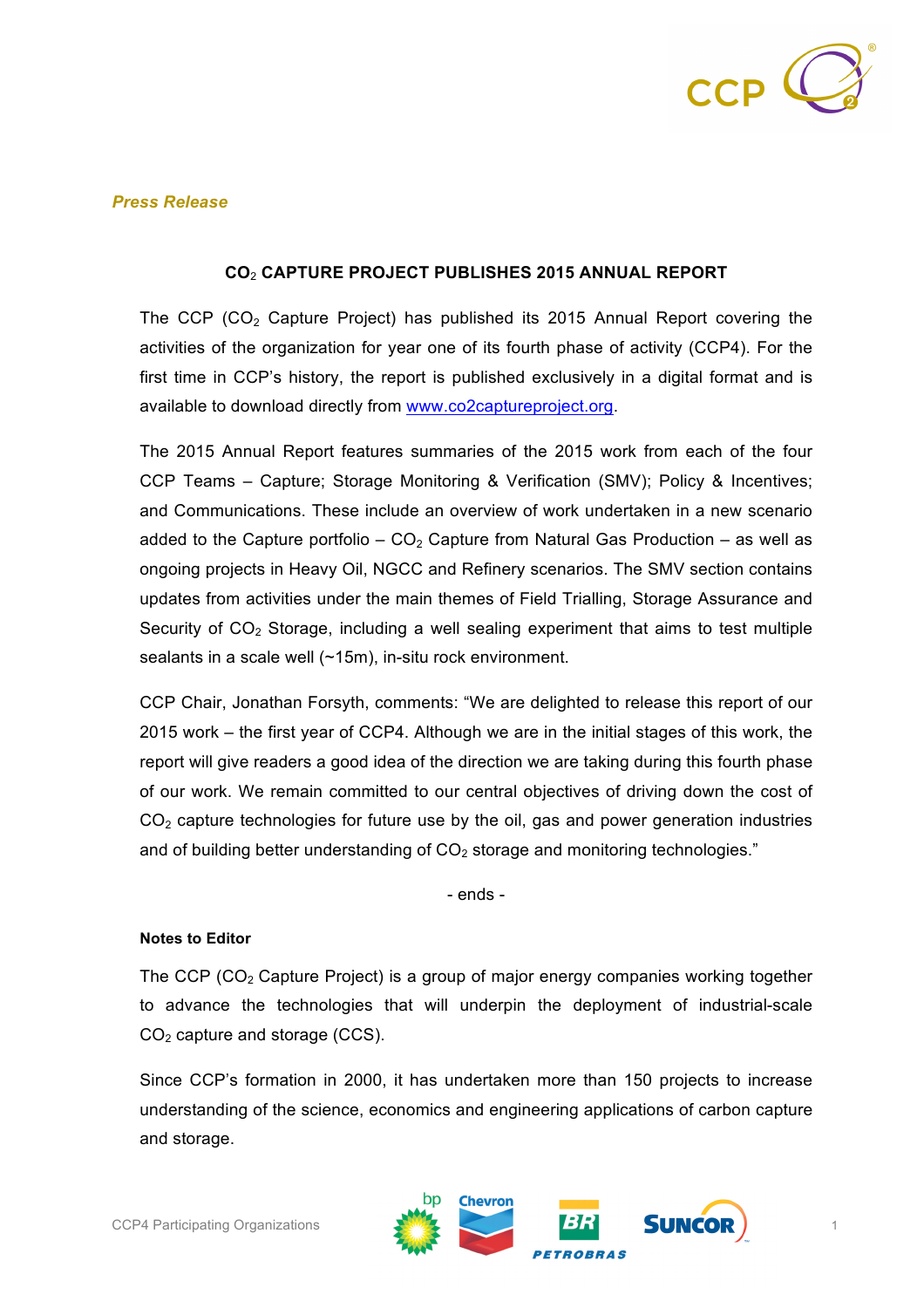*Press Release*

**$CO_2$ CAPTURE PROJECT PUBLISHES 2015 ANNUAL REPORT**

The CCP ($CO_2$ Capture Project) has published its 2015 Annual Report covering the activities of the organization for year one of its fourth phase of activity (CCP4). For the first time in CCP's history, the report is published exclusively in a digital format and is available to download directly from www.co2captureproject.org.

The 2015 Annual Report features summaries of the 2015 work from each of the four CCP Teams – Capture; Storage Monitoring & Verification (SMV); Policy & Incentives; and Communications. These include an overview of work undertaken in a new scenario added to the Capture portfolio – $CO_2$ Capture from Natural Gas Production – as well as ongoing projects in Heavy Oil, NGCC and Refinery scenarios. The SMV section contains updates from activities under the main themes of Field Trialling, Storage Assurance and Security of $CO_2$ Storage, including a well sealing experiment that aims to test multiple sealants in a scale well (~15m), in-situ rock environment.

CCP Chair, Jonathan Forsyth, comments: "We are delighted to release this report of our 2015 work – the first year of CCP4. Although we are in the initial stages of this work, the report will give readers a good idea of the direction we are taking during this fourth phase of our work. We remain committed to our central objectives of driving down the cost of $CO_2$ capture technologies for future use by the oil, gas and power generation industries and of building better understanding of $CO_2$ storage and monitoring technologies."

- ends -

**Notes to Editor**

The CCP ($CO_2$ Capture Project) is a group of major energy companies working together to advance the technologies that will underpin the deployment of industrial-scale $CO_2$ capture and storage (CCS).

Since CCP's formation in 2000, it has undertaken more than 150 projects to increase understanding of the science, economics and engineering applications of carbon capture and storage.

CCP4 Participating Organizations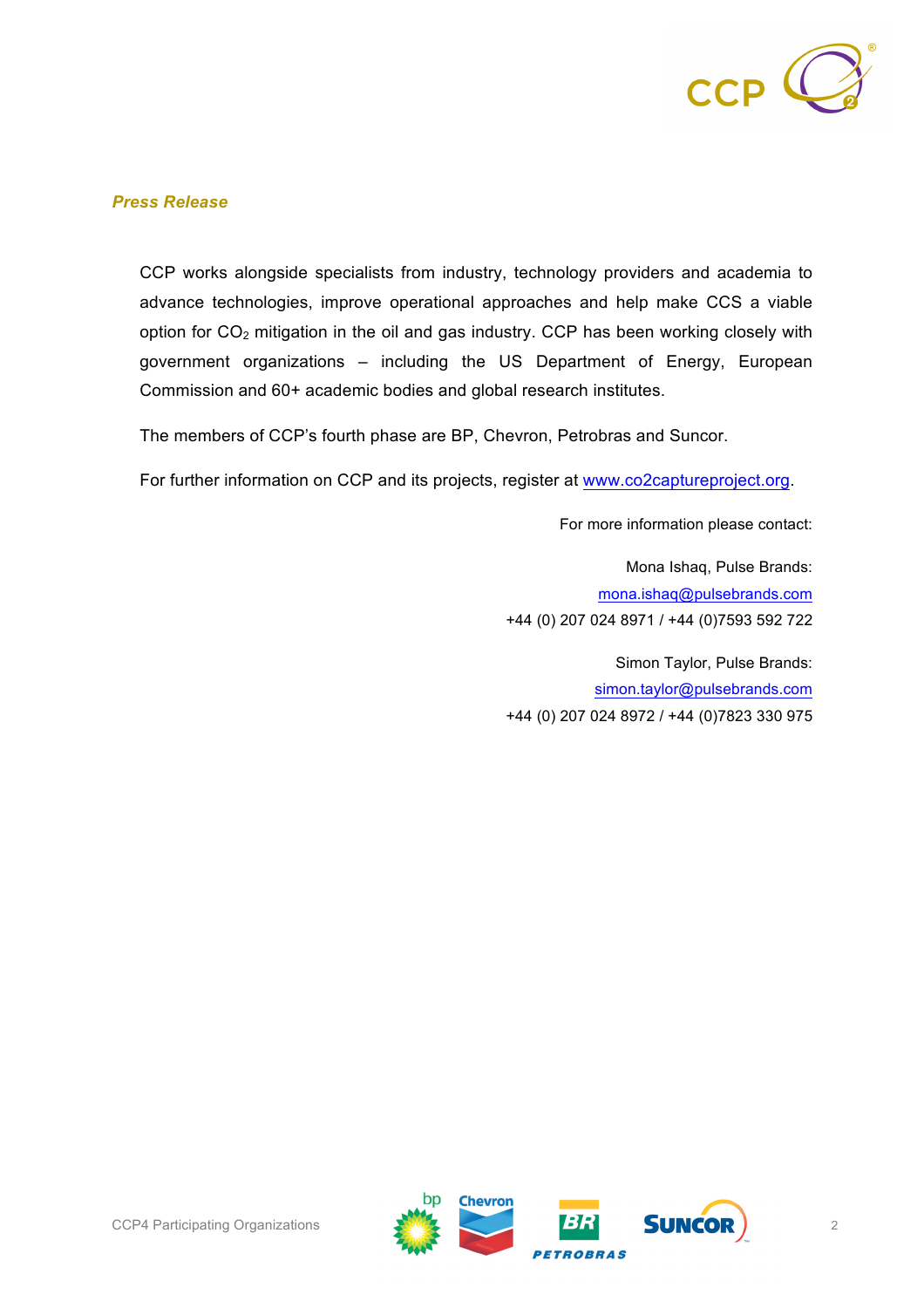*Press Release*

CCP works alongside specialists from industry, technology providers and academia to advance technologies, improve operational approaches and help make CCS a viable option for $CO_2$ mitigation in the oil and gas industry. CCP has been working closely with government organizations – including the US Department of Energy, European Commission and 60+ academic bodies and global research institutes.

The members of CCP's fourth phase are BP, Chevron, Petrobras and Suncor.

For further information on CCP and its projects, register at www.co2captureproject.org.

For more information please contact:

Mona Ishaq, Pulse Brands:
mona.ishaq@pulsebrands.com
+44 (0) 207 024 8971 / +44 (0)7593 592 722

Simon Taylor, Pulse Brands:
simon.taylor@pulsebrands.com
+44 (0) 207 024 8972 / +44 (0)7823 330 975

CCP4 Participating Organizations